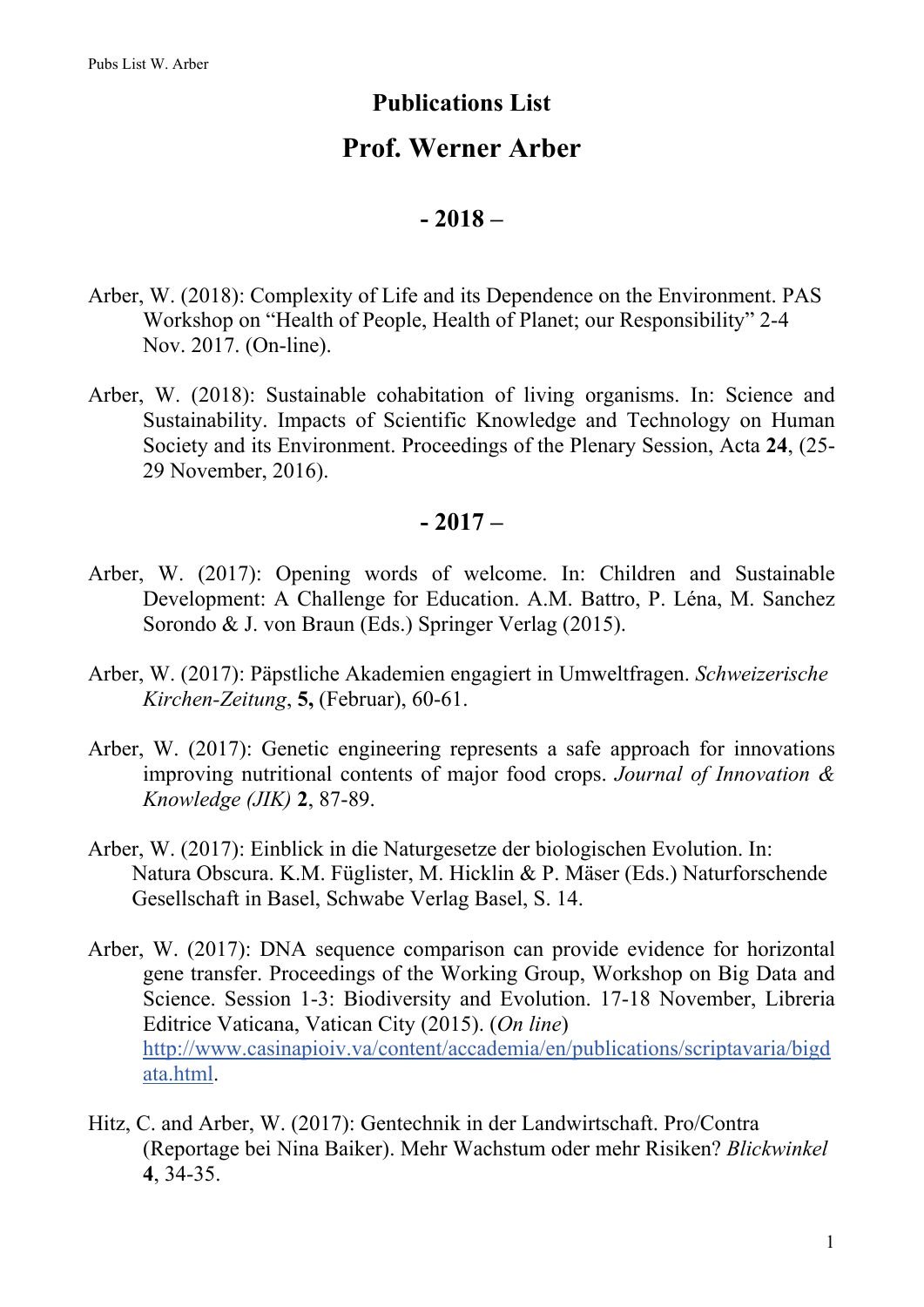# Publications List

# Prof. Werner Arber

## - 2018 –

Arber, W. (2018): Complexity of Life and its Dependence on the Environment. PAS Workshop on "Health of People, Health of Planet; our Responsibility" 2-4 Nov. 2017. (On-line).

Arber, W. (2018): Sustainable cohabitation of living organisms. In: Science and Sustainability. Impacts of Scientific Knowledge and Technology on Human Society and its Environment. Proceedings of the Plenary Session, Acta **24**, (25-29 November, 2016).

## - 2017 –

Arber, W. (2017): Opening words of welcome. In: Children and Sustainable Development: A Challenge for Education. A.M. Battro, P. Léna, M. Sanchez Sorondo & J. von Braun (Eds.) Springer Verlag (2015).

Arber, W. (2017): Päpstliche Akademien engagiert in Umweltfragen. *Schweizerische Kirchen-Zeitung*, **5,** (Februar), 60-61.

Arber, W. (2017): Genetic engineering represents a safe approach for innovations improving nutritional contents of major food crops. *Journal of Innovation & Knowledge (JIK)* **2**, 87-89.

Arber, W. (2017): Einblick in die Naturgesetze der biologischen Evolution. In: Natura Obscura. K.M. Füglister, M. Hicklin & P. Mäser (Eds.) Naturforschende Gesellschaft in Basel, Schwabe Verlag Basel, S. 14.

Arber, W. (2017): DNA sequence comparison can provide evidence for horizontal gene transfer. Proceedings of the Working Group, Workshop on Big Data and Science. Session 1-3: Biodiversity and Evolution. 17-18 November, Libreria Editrice Vaticana, Vatican City (2015). (*On line*) http://www.casinapioiv.va/content/accademia/en/publications/scriptavaria/bigdata.html.

Hitz, C. and Arber, W. (2017): Gentechnik in der Landwirtschaft. Pro/Contra (Reportage bei Nina Baiker). Mehr Wachstum oder mehr Risiken? *Blickwinkel* **4**, 34-35.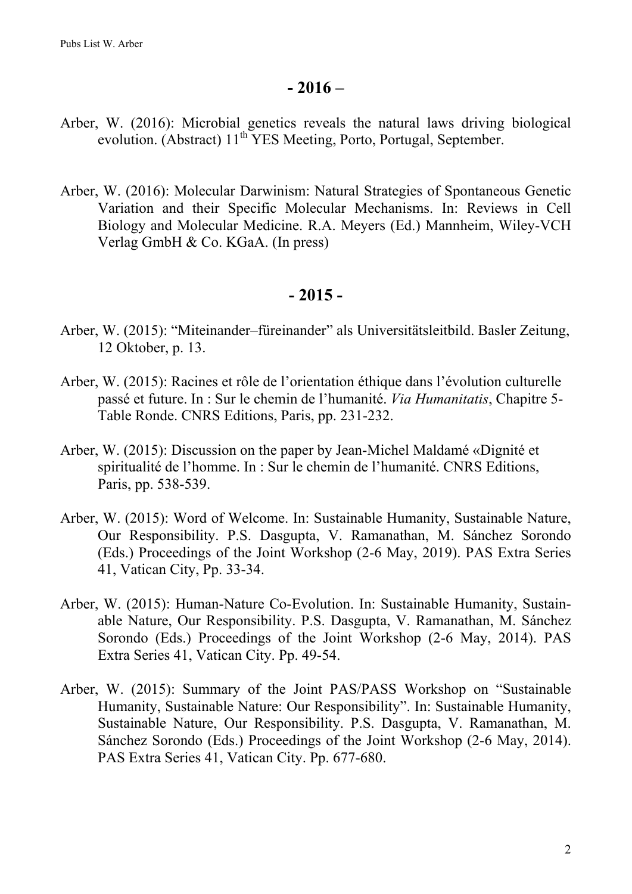## - 2016 –

Arber, W. (2016): Microbial genetics reveals the natural laws driving biological evolution. (Abstract) 11th YES Meeting, Porto, Portugal, September.

Arber, W. (2016): Molecular Darwinism: Natural Strategies of Spontaneous Genetic Variation and their Specific Molecular Mechanisms. In: Reviews in Cell Biology and Molecular Medicine. R.A. Meyers (Ed.) Mannheim, Wiley-VCH Verlag GmbH & Co. KGaA. (In press)

## - 2015 -

Arber, W. (2015): "Miteinander–füreinander" als Universitätsleitbild. Basler Zeitung, 12 Oktober, p. 13.

Arber, W. (2015): Racines et rôle de l'orientation éthique dans l'évolution culturelle passé et future. In : Sur le chemin de l'humanité. *Via Humanitatis*, Chapitre 5- Table Ronde. CNRS Editions, Paris, pp. 231-232.

Arber, W. (2015): Discussion on the paper by Jean-Michel Maldamé «Dignité et spiritualité de l'homme. In : Sur le chemin de l'humanité. CNRS Editions, Paris, pp. 538-539.

Arber, W. (2015): Word of Welcome. In: Sustainable Humanity, Sustainable Nature, Our Responsibility. P.S. Dasgupta, V. Ramanathan, M. Sánchez Sorondo (Eds.) Proceedings of the Joint Workshop (2-6 May, 2019). PAS Extra Series 41, Vatican City, Pp. 33-34.

Arber, W. (2015): Human-Nature Co-Evolution. In: Sustainable Humanity, Sustainable Nature, Our Responsibility. P.S. Dasgupta, V. Ramanathan, M. Sánchez Sorondo (Eds.) Proceedings of the Joint Workshop (2-6 May, 2014). PAS Extra Series 41, Vatican City. Pp. 49-54.

Arber, W. (2015): Summary of the Joint PAS/PASS Workshop on "Sustainable Humanity, Sustainable Nature: Our Responsibility". In: Sustainable Humanity, Sustainable Nature, Our Responsibility. P.S. Dasgupta, V. Ramanathan, M. Sánchez Sorondo (Eds.) Proceedings of the Joint Workshop (2-6 May, 2014). PAS Extra Series 41, Vatican City. Pp. 677-680.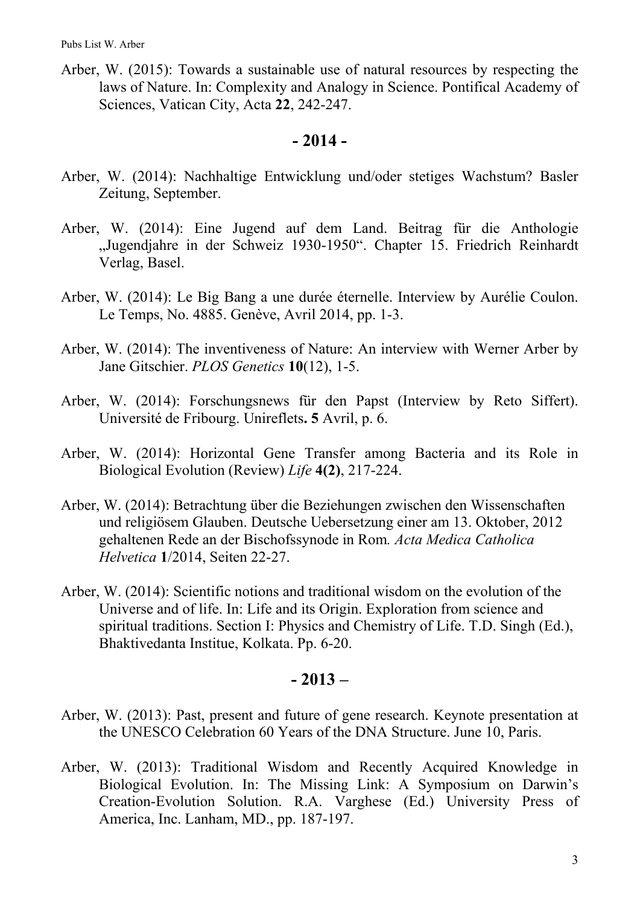Arber, W. (2015): Towards a sustainable use of natural resources by respecting the laws of Nature. In: Complexity and Analogy in Science. Pontifical Academy of Sciences, Vatican City, Acta **22**, 242-247.

## - 2014 -

Arber, W. (2014): Nachhaltige Entwicklung und/oder stetiges Wachstum? Basler Zeitung, September.

Arber, W. (2014): Eine Jugend auf dem Land. Beitrag für die Anthologie „Jugendjahre in der Schweiz 1930-1950". Chapter 15. Friedrich Reinhardt Verlag, Basel.

Arber, W. (2014): Le Big Bang a une durée éternelle. Interview by Aurélie Coulon. Le Temps, No. 4885. Genève, Avril 2014, pp. 1-3.

Arber, W. (2014): The inventiveness of Nature: An interview with Werner Arber by Jane Gitschier. *PLOS Genetics* **10**(12), 1-5.

Arber, W. (2014): Forschungsnews für den Papst (Interview by Reto Siffert). Université de Fribourg. Unireflets**. 5** Avril, p. 6.

Arber, W. (2014): Horizontal Gene Transfer among Bacteria and its Role in Biological Evolution (Review) *Life* **4(2)**, 217-224.

Arber, W. (2014): Betrachtung über die Beziehungen zwischen den Wissenschaften und religiösem Glauben. Deutsche Uebersetzung einer am 13. Oktober, 2012 gehaltenen Rede an der Bischofssynode in Rom*. Acta Medica Catholica Helvetica* **1**/2014, Seiten 22-27.

Arber, W. (2014): Scientific notions and traditional wisdom on the evolution of the Universe and of life. In: Life and its Origin. Exploration from science and spiritual traditions. Section I: Physics and Chemistry of Life. T.D. Singh (Ed.), Bhaktivedanta Institue, Kolkata. Pp. 6-20.

## - 2013 –

Arber, W. (2013): Past, present and future of gene research. Keynote presentation at the UNESCO Celebration 60 Years of the DNA Structure. June 10, Paris.

Arber, W. (2013): Traditional Wisdom and Recently Acquired Knowledge in Biological Evolution. In: The Missing Link: A Symposium on Darwin's Creation-Evolution Solution. R.A. Varghese (Ed.) University Press of America, Inc. Lanham, MD., pp. 187-197.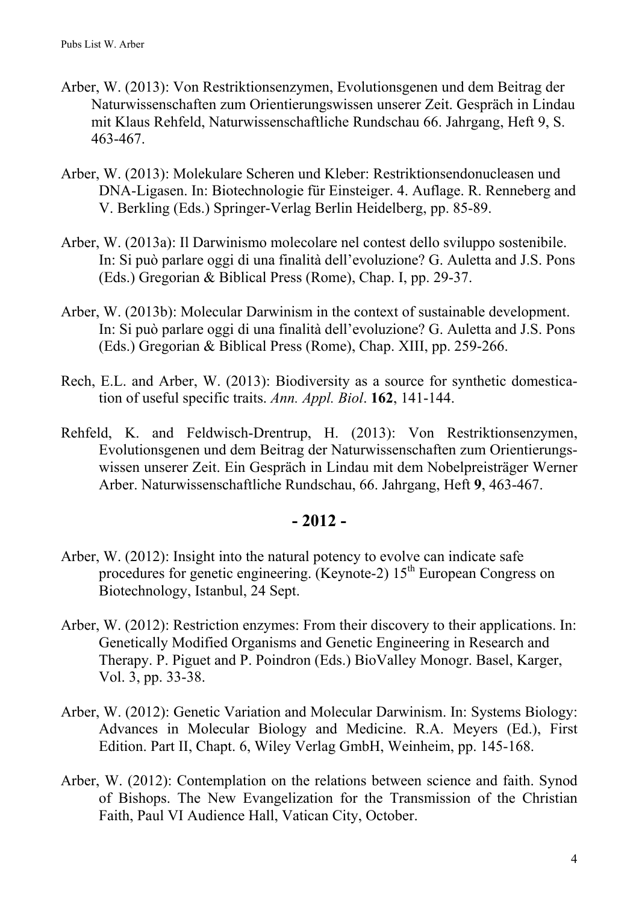Arber, W. (2013): Von Restriktionsenzymen, Evolutionsgenen und dem Beitrag der Naturwissenschaften zum Orientierungswissen unserer Zeit. Gespräch in Lindau mit Klaus Rehfeld, Naturwissenschaftliche Rundschau 66. Jahrgang, Heft 9, S. 463-467.

Arber, W. (2013): Molekulare Scheren und Kleber: Restriktionsendonucleasen und DNA-Ligasen. In: Biotechnologie für Einsteiger. 4. Auflage. R. Renneberg and V. Berkling (Eds.) Springer-Verlag Berlin Heidelberg, pp. 85-89.

Arber, W. (2013a): Il Darwinismo molecolare nel contest dello sviluppo sostenibile. In: Si può parlare oggi di una finalità dell'evoluzione? G. Auletta and J.S. Pons (Eds.) Gregorian & Biblical Press (Rome), Chap. I, pp. 29-37.

Arber, W. (2013b): Molecular Darwinism in the context of sustainable development. In: Si può parlare oggi di una finalità dell'evoluzione? G. Auletta and J.S. Pons (Eds.) Gregorian & Biblical Press (Rome), Chap. XIII, pp. 259-266.

Rech, E.L. and Arber, W. (2013): Biodiversity as a source for synthetic domestication of useful specific traits. *Ann. Appl. Biol*. **162**, 141-144.

Rehfeld, K. and Feldwisch-Drentrup, H. (2013): Von Restriktionsenzymen, Evolutionsgenen und dem Beitrag der Naturwissenschaften zum Orientierungswissen unserer Zeit. Ein Gespräch in Lindau mit dem Nobelpreisträger Werner Arber. Naturwissenschaftliche Rundschau, 66. Jahrgang, Heft **9**, 463-467.

## - 2012 -

Arber, W. (2012): Insight into the natural potency to evolve can indicate safe procedures for genetic engineering. (Keynote-2) 15th European Congress on Biotechnology, Istanbul, 24 Sept.

Arber, W. (2012): Restriction enzymes: From their discovery to their applications. In: Genetically Modified Organisms and Genetic Engineering in Research and Therapy. P. Piguet and P. Poindron (Eds.) BioValley Monogr. Basel, Karger, Vol. 3, pp. 33-38.

Arber, W. (2012): Genetic Variation and Molecular Darwinism. In: Systems Biology: Advances in Molecular Biology and Medicine. R.A. Meyers (Ed.), First Edition. Part II, Chapt. 6, Wiley Verlag GmbH, Weinheim, pp. 145-168.

Arber, W. (2012): Contemplation on the relations between science and faith. Synod of Bishops. The New Evangelization for the Transmission of the Christian Faith, Paul VI Audience Hall, Vatican City, October.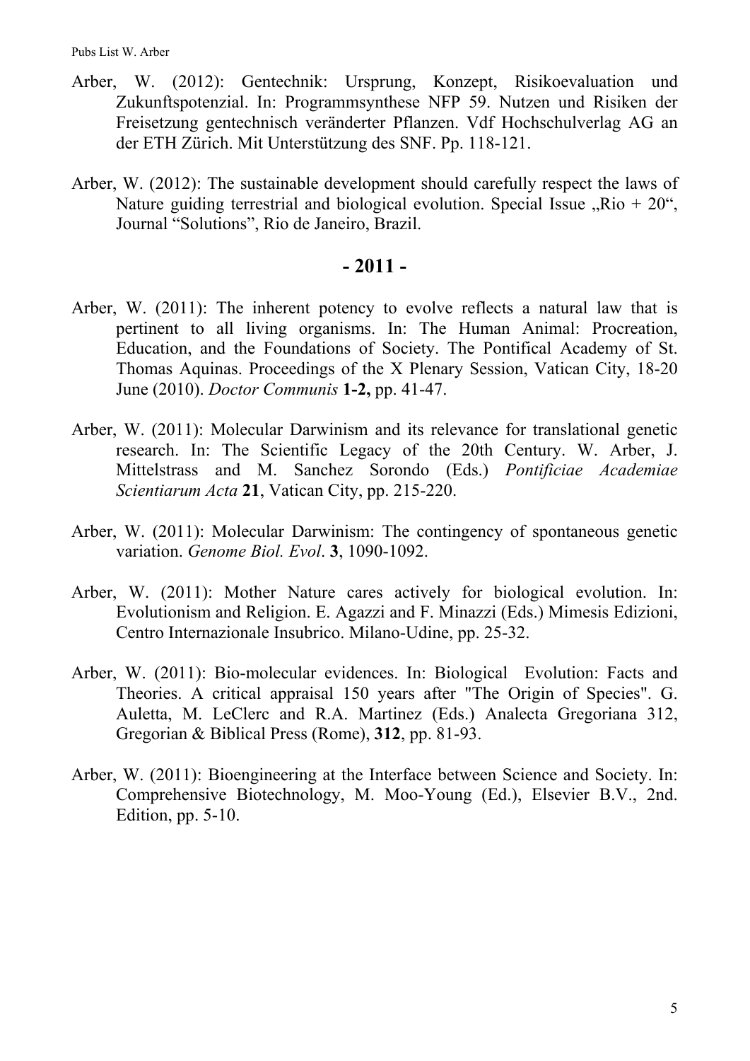Arber, W. (2012): Gentechnik: Ursprung, Konzept, Risikoevaluation und Zukunftspotenzial. In: Programmsynthese NFP 59. Nutzen und Risiken der Freisetzung gentechnisch veränderter Pflanzen. Vdf Hochschulverlag AG an der ETH Zürich. Mit Unterstützung des SNF. Pp. 118-121.

Arber, W. (2012): The sustainable development should carefully respect the laws of Nature guiding terrestrial and biological evolution. Special Issue „Rio + 20“, Journal “Solutions”, Rio de Janeiro, Brazil.

## - 2011 -

Arber, W. (2011): The inherent potency to evolve reflects a natural law that is pertinent to all living organisms. In: The Human Animal: Procreation, Education, and the Foundations of Society. The Pontifical Academy of St. Thomas Aquinas. Proceedings of the X Plenary Session, Vatican City, 18-20 June (2010). *Doctor Communis* **1-2,** pp. 41-47.

Arber, W. (2011): Molecular Darwinism and its relevance for translational genetic research. In: The Scientific Legacy of the 20th Century. W. Arber, J. Mittelstrass and M. Sanchez Sorondo (Eds.) *Pontificiae Academiae Scientiarum Acta* **21**, Vatican City, pp. 215-220.

Arber, W. (2011): Molecular Darwinism: The contingency of spontaneous genetic variation. *Genome Biol. Evol*. **3**, 1090-1092.

Arber, W. (2011): Mother Nature cares actively for biological evolution. In: Evolutionism and Religion. E. Agazzi and F. Minazzi (Eds.) Mimesis Edizioni, Centro Internazionale Insubrico. Milano-Udine, pp. 25-32.

Arber, W. (2011): Bio-molecular evidences. In: Biological Evolution: Facts and Theories. A critical appraisal 150 years after "The Origin of Species". G. Auletta, M. LeClerc and R.A. Martinez (Eds.) Analecta Gregoriana 312, Gregorian & Biblical Press (Rome), **312**, pp. 81-93.

Arber, W. (2011): Bioengineering at the Interface between Science and Society. In: Comprehensive Biotechnology, M. Moo-Young (Ed.), Elsevier B.V., 2nd. Edition, pp. 5-10.